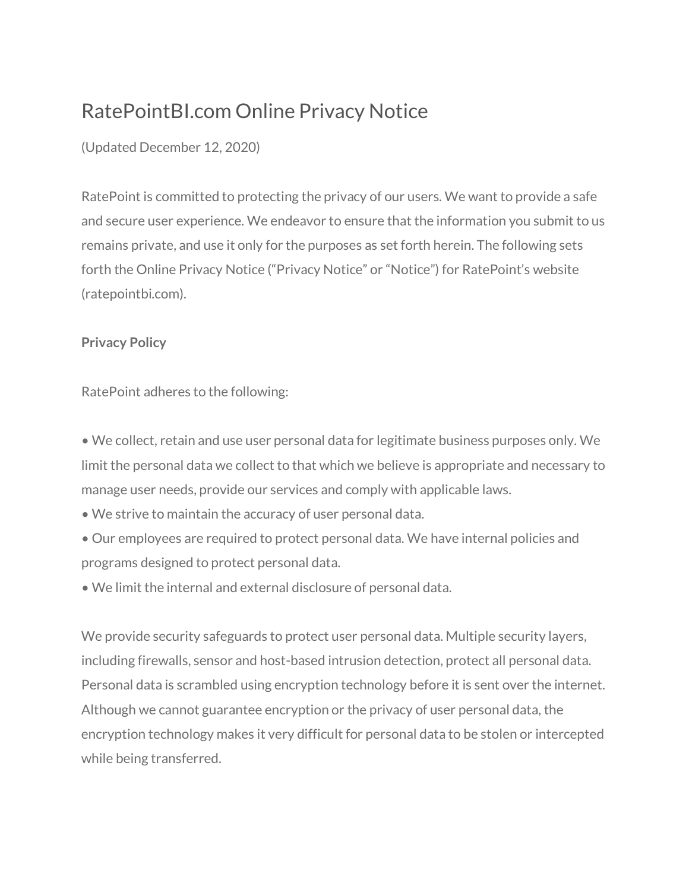# RatePointBI.com Online Privacy Notice

(Updated December 12, 2020)

RatePoint is committed to protecting the privacy of our users. We want to provide a safe and secure user experience. We endeavor to ensure that the information you submit to us remains private, and use it only for the purposes as set forth herein. The following sets forth the Online Privacy Notice ("Privacy Notice" or "Notice") for RatePoint's website (ratepointbi.com).

**Privacy Policy**

RatePoint adheres to the following:

- We collect, retain and use user personal data for legitimate business purposes only. We limit the personal data we collect to that which we believe is appropriate and necessary to manage user needs, provide our services and comply with applicable laws.
- We strive to maintain the accuracy of user personal data.
- Our employees are required to protect personal data. We have internal policies and programs designed to protect personal data.
- We limit the internal and external disclosure of personal data.

We provide security safeguards to protect user personal data. Multiple security layers, including firewalls, sensor and host-based intrusion detection, protect all personal data. Personal data is scrambled using encryption technology before it is sent over the internet. Although we cannot guarantee encryption or the privacy of user personal data, the encryption technology makes it very difficult for personal data to be stolen or intercepted while being transferred.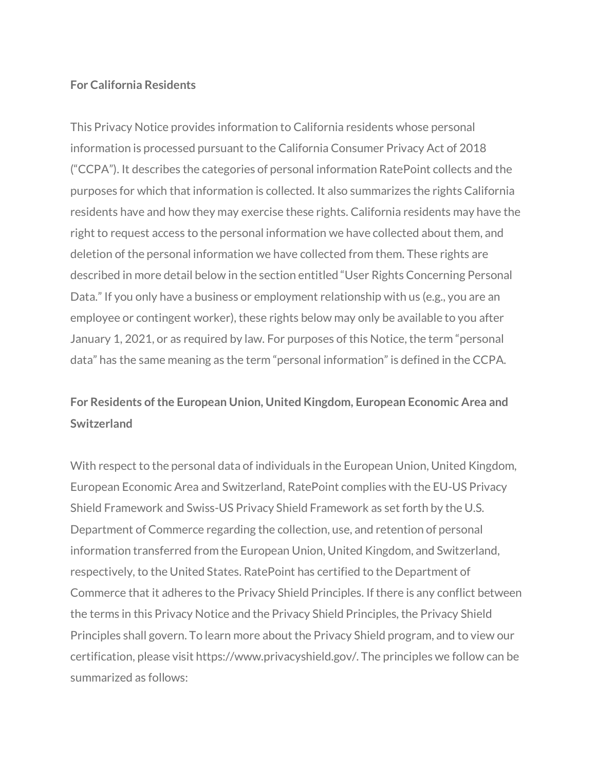**For California Residents**

This Privacy Notice provides information to California residents whose personal information is processed pursuant to the California Consumer Privacy Act of 2018 ("CCPA"). It describes the categories of personal information RatePoint collects and the purposes for which that information is collected. It also summarizes the rights California residents have and how they may exercise these rights. California residents may have the right to request access to the personal information we have collected about them, and deletion of the personal information we have collected from them. These rights are described in more detail below in the section entitled "User Rights Concerning Personal Data." If you only have a business or employment relationship with us (e.g., you are an employee or contingent worker), these rights below may only be available to you after January 1, 2021, or as required by law. For purposes of this Notice, the term "personal data" has the same meaning as the term "personal information" is defined in the CCPA.

**For Residents of the European Union, United Kingdom, European Economic Area and Switzerland**

With respect to the personal data of individuals in the European Union, United Kingdom, European Economic Area and Switzerland, RatePoint complies with the EU-US Privacy Shield Framework and Swiss-US Privacy Shield Framework as set forth by the U.S. Department of Commerce regarding the collection, use, and retention of personal information transferred from the European Union, United Kingdom, and Switzerland, respectively, to the United States. RatePoint has certified to the Department of Commerce that it adheres to the Privacy Shield Principles. If there is any conflict between the terms in this Privacy Notice and the Privacy Shield Principles, the Privacy Shield Principles shall govern. To learn more about the Privacy Shield program, and to view our certification, please visit https://www.privacyshield.gov/. The principles we follow can be summarized as follows: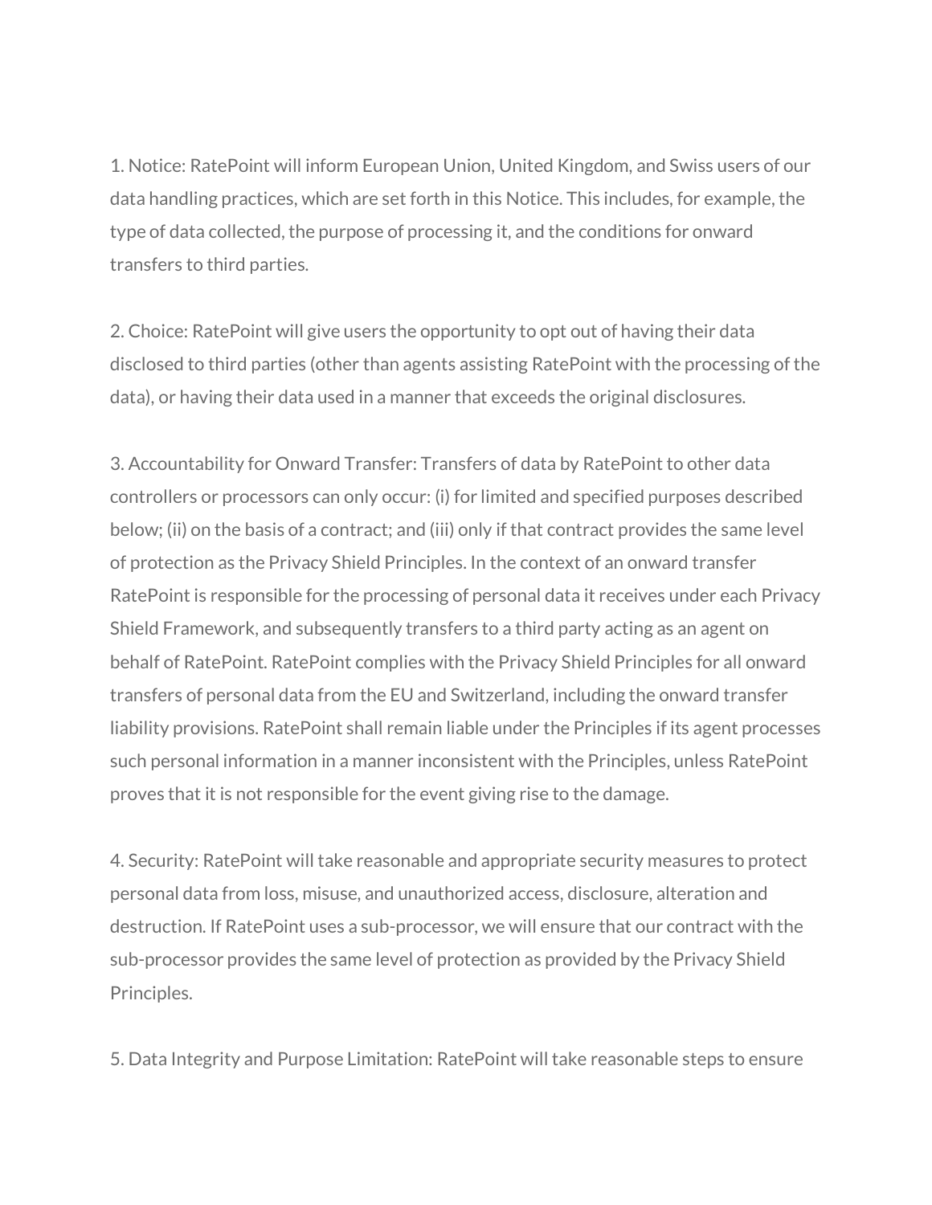1. Notice: RatePoint will inform European Union, United Kingdom, and Swiss users of our data handling practices, which are set forth in this Notice. This includes, for example, the type of data collected, the purpose of processing it, and the conditions for onward transfers to third parties.

2. Choice: RatePoint will give users the opportunity to opt out of having their data disclosed to third parties (other than agents assisting RatePoint with the processing of the data), or having their data used in a manner that exceeds the original disclosures.

3. Accountability for Onward Transfer: Transfers of data by RatePoint to other data controllers or processors can only occur: (i) for limited and specified purposes described below; (ii) on the basis of a contract; and (iii) only if that contract provides the same level of protection as the Privacy Shield Principles. In the context of an onward transfer RatePoint is responsible for the processing of personal data it receives under each Privacy Shield Framework, and subsequently transfers to a third party acting as an agent on behalf of RatePoint. RatePoint complies with the Privacy Shield Principles for all onward transfers of personal data from the EU and Switzerland, including the onward transfer liability provisions. RatePoint shall remain liable under the Principles if its agent processes such personal information in a manner inconsistent with the Principles, unless RatePoint proves that it is not responsible for the event giving rise to the damage.

4. Security: RatePoint will take reasonable and appropriate security measures to protect personal data from loss, misuse, and unauthorized access, disclosure, alteration and destruction. If RatePoint uses a sub-processor, we will ensure that our contract with the sub-processor provides the same level of protection as provided by the Privacy Shield Principles.

5. Data Integrity and Purpose Limitation: RatePoint will take reasonable steps to ensure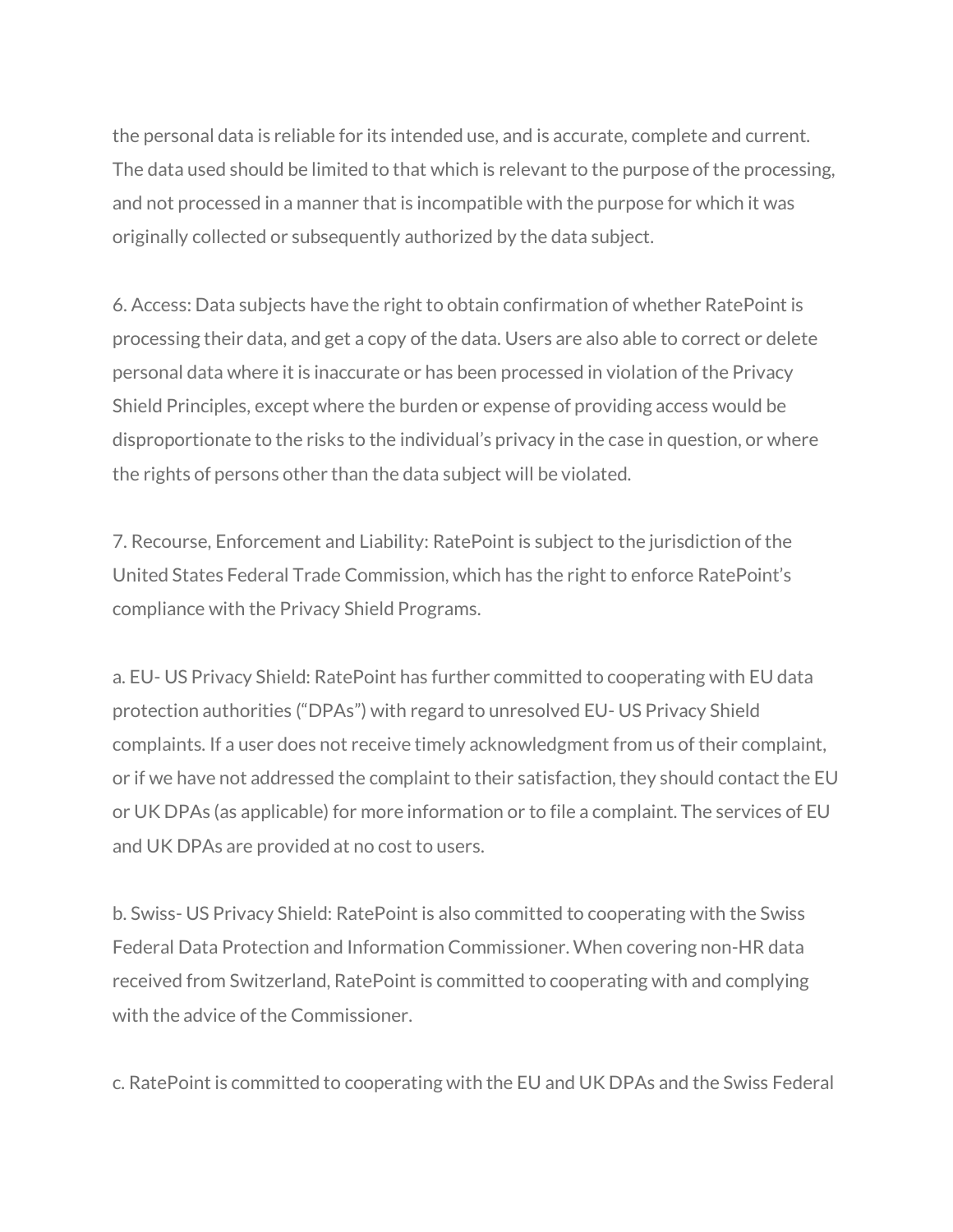the personal data is reliable for its intended use, and is accurate, complete and current. The data used should be limited to that which is relevant to the purpose of the processing, and not processed in a manner that is incompatible with the purpose for which it was originally collected or subsequently authorized by the data subject.

6. Access: Data subjects have the right to obtain confirmation of whether RatePoint is processing their data, and get a copy of the data. Users are also able to correct or delete personal data where it is inaccurate or has been processed in violation of the Privacy Shield Principles, except where the burden or expense of providing access would be disproportionate to the risks to the individual's privacy in the case in question, or where the rights of persons other than the data subject will be violated.

7. Recourse, Enforcement and Liability: RatePoint is subject to the jurisdiction of the United States Federal Trade Commission, which has the right to enforce RatePoint's compliance with the Privacy Shield Programs.

a. EU- US Privacy Shield: RatePoint has further committed to cooperating with EU data protection authorities ("DPAs") with regard to unresolved EU- US Privacy Shield complaints. If a user does not receive timely acknowledgment from us of their complaint, or if we have not addressed the complaint to their satisfaction, they should contact the EU or UK DPAs (as applicable) for more information or to file a complaint. The services of EU and UK DPAs are provided at no cost to users.

b. Swiss- US Privacy Shield: RatePoint is also committed to cooperating with the Swiss Federal Data Protection and Information Commissioner. When covering non-HR data received from Switzerland, RatePoint is committed to cooperating with and complying with the advice of the Commissioner.

c. RatePoint is committed to cooperating with the EU and UK DPAs and the Swiss Federal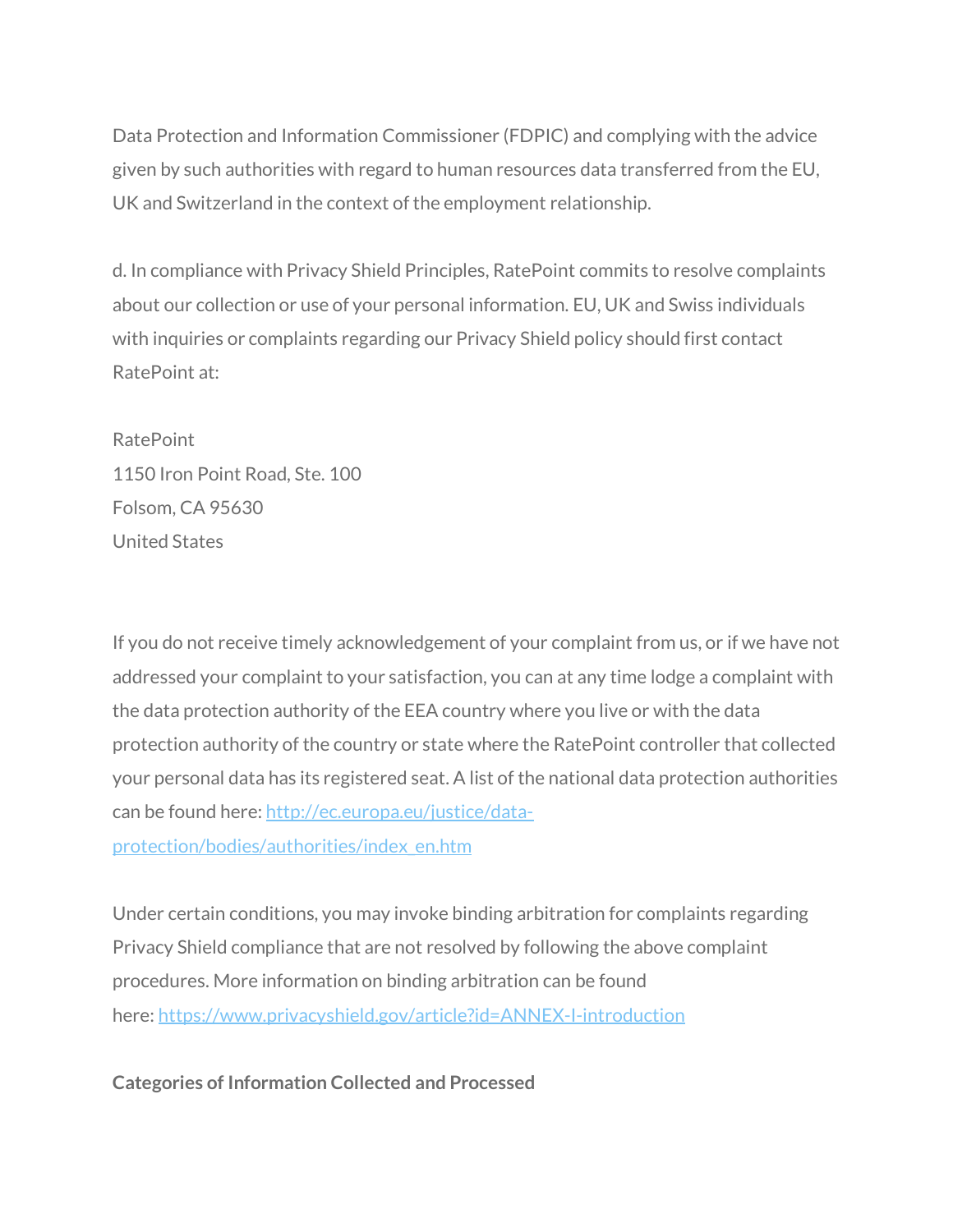Data Protection and Information Commissioner (FDPIC) and complying with the advice given by such authorities with regard to human resources data transferred from the EU, UK and Switzerland in the context of the employment relationship.

d. In compliance with Privacy Shield Principles, RatePoint commits to resolve complaints about our collection or use of your personal information. EU, UK and Swiss individuals with inquiries or complaints regarding our Privacy Shield policy should first contact RatePoint at:

RatePoint
1150 Iron Point Road, Ste. 100
Folsom, CA 95630
United States

If you do not receive timely acknowledgement of your complaint from us, or if we have not addressed your complaint to your satisfaction, you can at any time lodge a complaint with the data protection authority of the EEA country where you live or with the data protection authority of the country or state where the RatePoint controller that collected your personal data has its registered seat. A list of the national data protection authorities can be found here: [http://ec.europa.eu/justice/data-protection/bodies/authorities/index_en.htm](http://ec.europa.eu/justice/data-protection/bodies/authorities/index_en.htm)

Under certain conditions, you may invoke binding arbitration for complaints regarding Privacy Shield compliance that are not resolved by following the above complaint procedures. More information on binding arbitration can be found here: [https://www.privacyshield.gov/article?id=ANNEX-I-introduction](https://www.privacyshield.gov/article?id=ANNEX-I-introduction)

**Categories of Information Collected and Processed**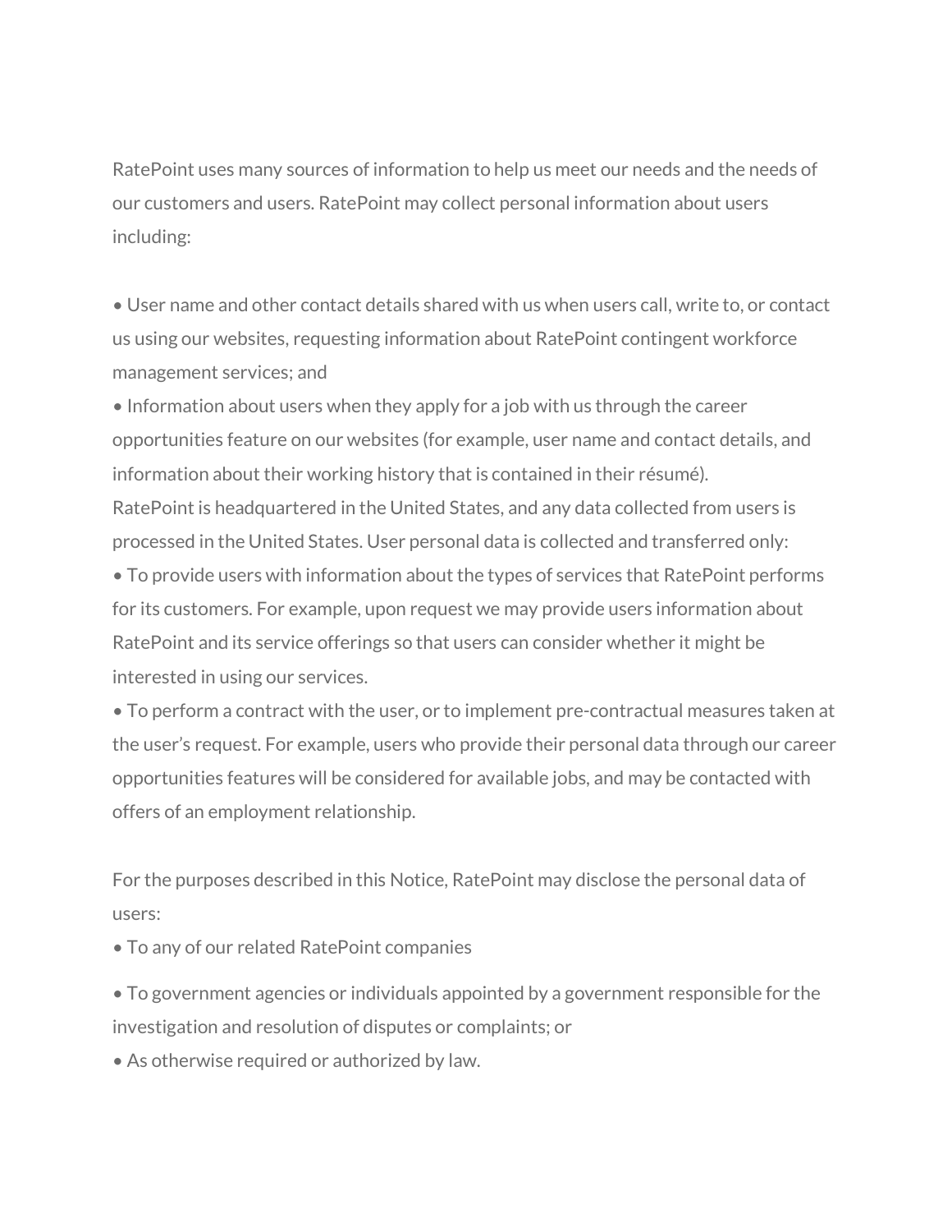RatePoint uses many sources of information to help us meet our needs and the needs of our customers and users. RatePoint may collect personal information about users including:

- User name and other contact details shared with us when users call, write to, or contact us using our websites, requesting information about RatePoint contingent workforce management services; and
- Information about users when they apply for a job with us through the career opportunities feature on our websites (for example, user name and contact details, and information about their working history that is contained in their résumé).

RatePoint is headquartered in the United States, and any data collected from users is processed in the United States. User personal data is collected and transferred only:

- To provide users with information about the types of services that RatePoint performs for its customers. For example, upon request we may provide users information about RatePoint and its service offerings so that users can consider whether it might be interested in using our services.
- To perform a contract with the user, or to implement pre-contractual measures taken at the user's request. For example, users who provide their personal data through our career opportunities features will be considered for available jobs, and may be contacted with offers of an employment relationship.

For the purposes described in this Notice, RatePoint may disclose the personal data of users:

- To any of our related RatePoint companies
- To government agencies or individuals appointed by a government responsible for the investigation and resolution of disputes or complaints; or
- As otherwise required or authorized by law.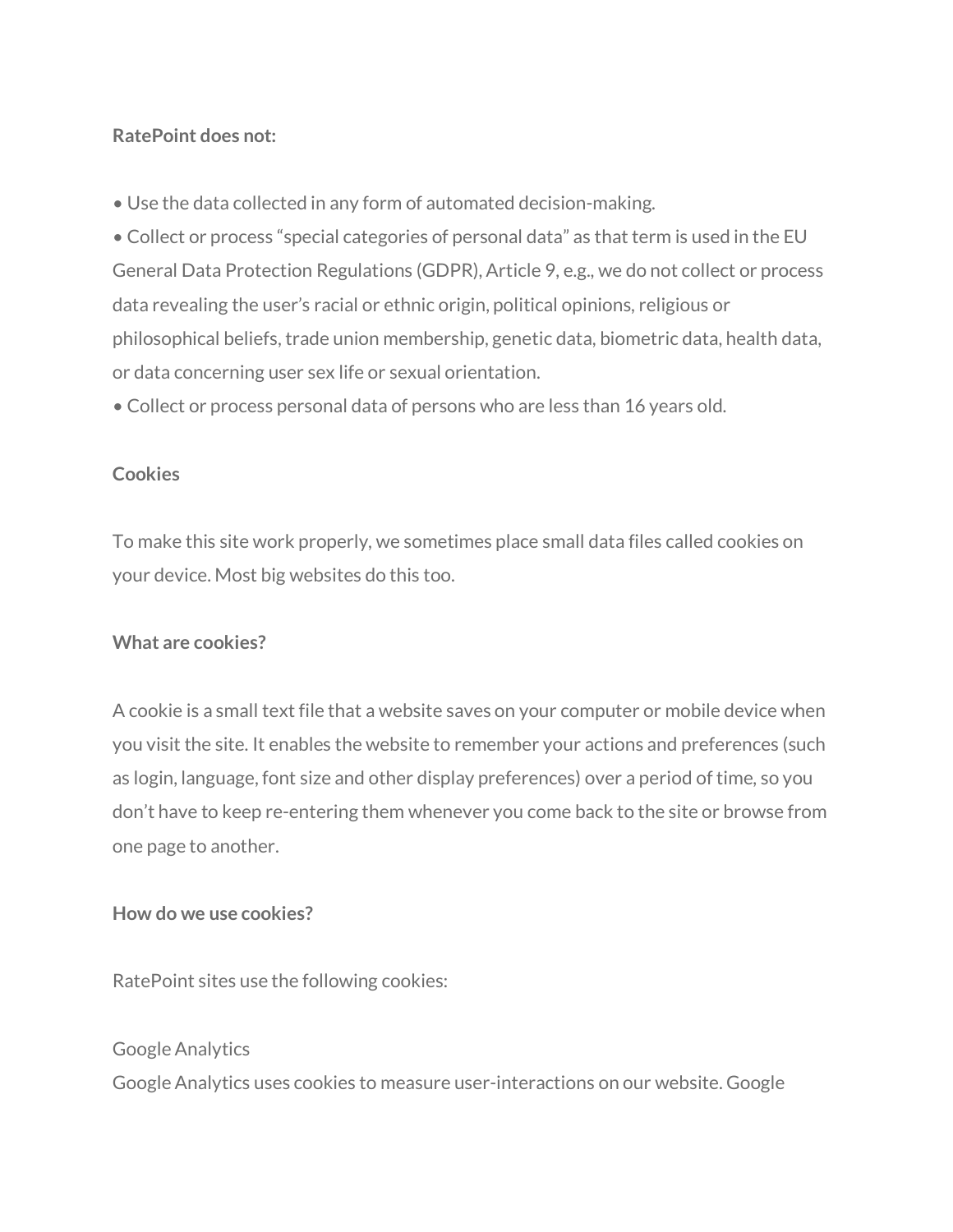**RatePoint does not:**

- Use the data collected in any form of automated decision-making.
- Collect or process “special categories of personal data” as that term is used in the EU General Data Protection Regulations (GDPR), Article 9, e.g., we do not collect or process data revealing the user’s racial or ethnic origin, political opinions, religious or philosophical beliefs, trade union membership, genetic data, biometric data, health data, or data concerning user sex life or sexual orientation.
- Collect or process personal data of persons who are less than 16 years old.

**Cookies**

To make this site work properly, we sometimes place small data files called cookies on your device. Most big websites do this too.

**What are cookies?**

A cookie is a small text file that a website saves on your computer or mobile device when you visit the site. It enables the website to remember your actions and preferences (such as login, language, font size and other display preferences) over a period of time, so you don’t have to keep re-entering them whenever you come back to the site or browse from one page to another.

**How do we use cookies?**

RatePoint sites use the following cookies:

Google Analytics
Google Analytics uses cookies to measure user-interactions on our website. Google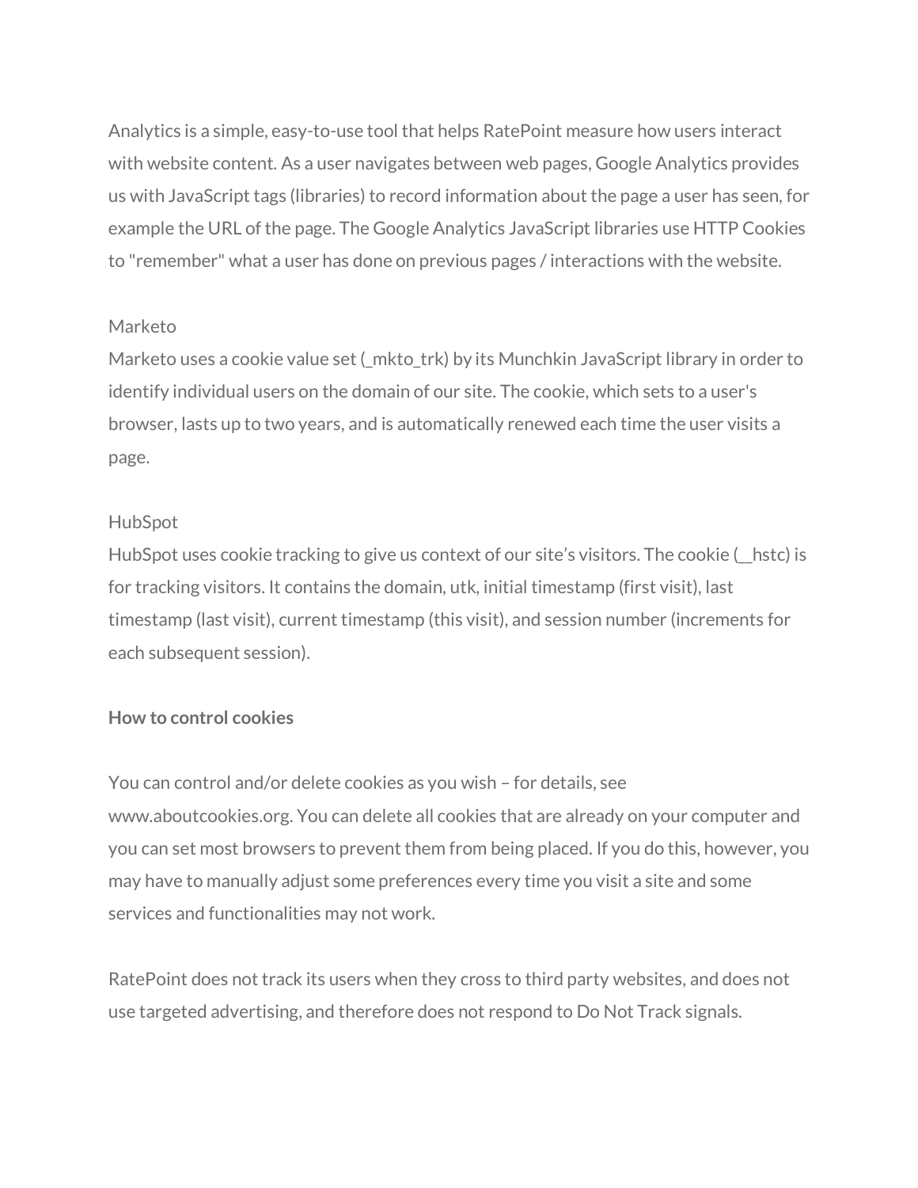Analytics is a simple, easy-to-use tool that helps RatePoint measure how users interact with website content. As a user navigates between web pages, Google Analytics provides us with JavaScript tags (libraries) to record information about the page a user has seen, for example the URL of the page. The Google Analytics JavaScript libraries use HTTP Cookies to "remember" what a user has done on previous pages / interactions with the website.

Marketo
Marketo uses a cookie value set (_mkto_trk) by its Munchkin JavaScript library in order to identify individual users on the domain of our site. The cookie, which sets to a user's browser, lasts up to two years, and is automatically renewed each time the user visits a page.

HubSpot
HubSpot uses cookie tracking to give us context of our site's visitors. The cookie (__hstc) is for tracking visitors. It contains the domain, utk, initial timestamp (first visit), last timestamp (last visit), current timestamp (this visit), and session number (increments for each subsequent session).

**How to control cookies**

You can control and/or delete cookies as you wish – for details, see www.aboutcookies.org. You can delete all cookies that are already on your computer and you can set most browsers to prevent them from being placed. If you do this, however, you may have to manually adjust some preferences every time you visit a site and some services and functionalities may not work.

RatePoint does not track its users when they cross to third party websites, and does not use targeted advertising, and therefore does not respond to Do Not Track signals.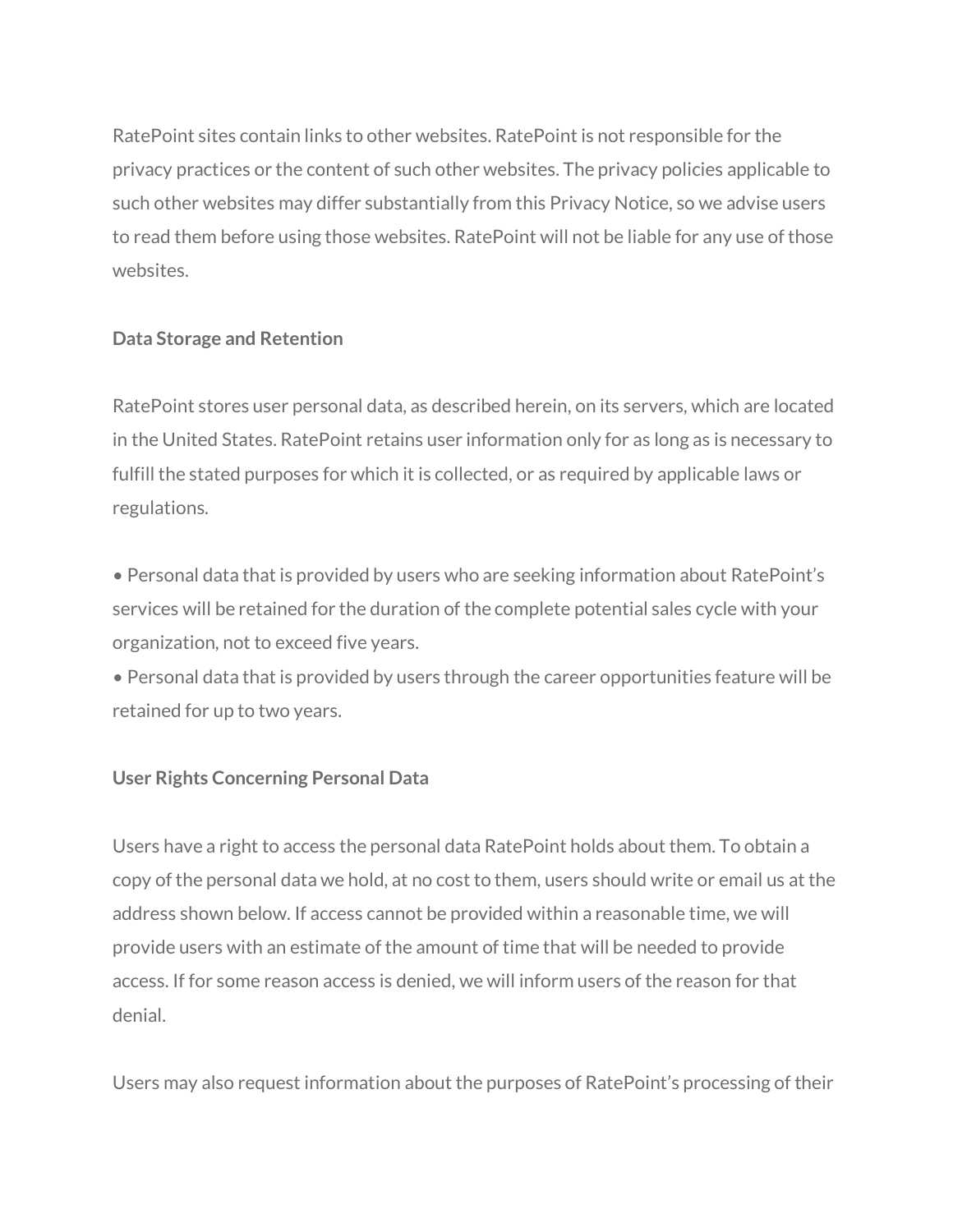RatePoint sites contain links to other websites. RatePoint is not responsible for the privacy practices or the content of such other websites. The privacy policies applicable to such other websites may differ substantially from this Privacy Notice, so we advise users to read them before using those websites. RatePoint will not be liable for any use of those websites.

**Data Storage and Retention**

RatePoint stores user personal data, as described herein, on its servers, which are located in the United States. RatePoint retains user information only for as long as is necessary to fulfill the stated purposes for which it is collected, or as required by applicable laws or regulations.

• Personal data that is provided by users who are seeking information about RatePoint's services will be retained for the duration of the complete potential sales cycle with your organization, not to exceed five years.
• Personal data that is provided by users through the career opportunities feature will be retained for up to two years.

**User Rights Concerning Personal Data**

Users have a right to access the personal data RatePoint holds about them. To obtain a copy of the personal data we hold, at no cost to them, users should write or email us at the address shown below. If access cannot be provided within a reasonable time, we will provide users with an estimate of the amount of time that will be needed to provide access. If for some reason access is denied, we will inform users of the reason for that denial.

Users may also request information about the purposes of RatePoint's processing of their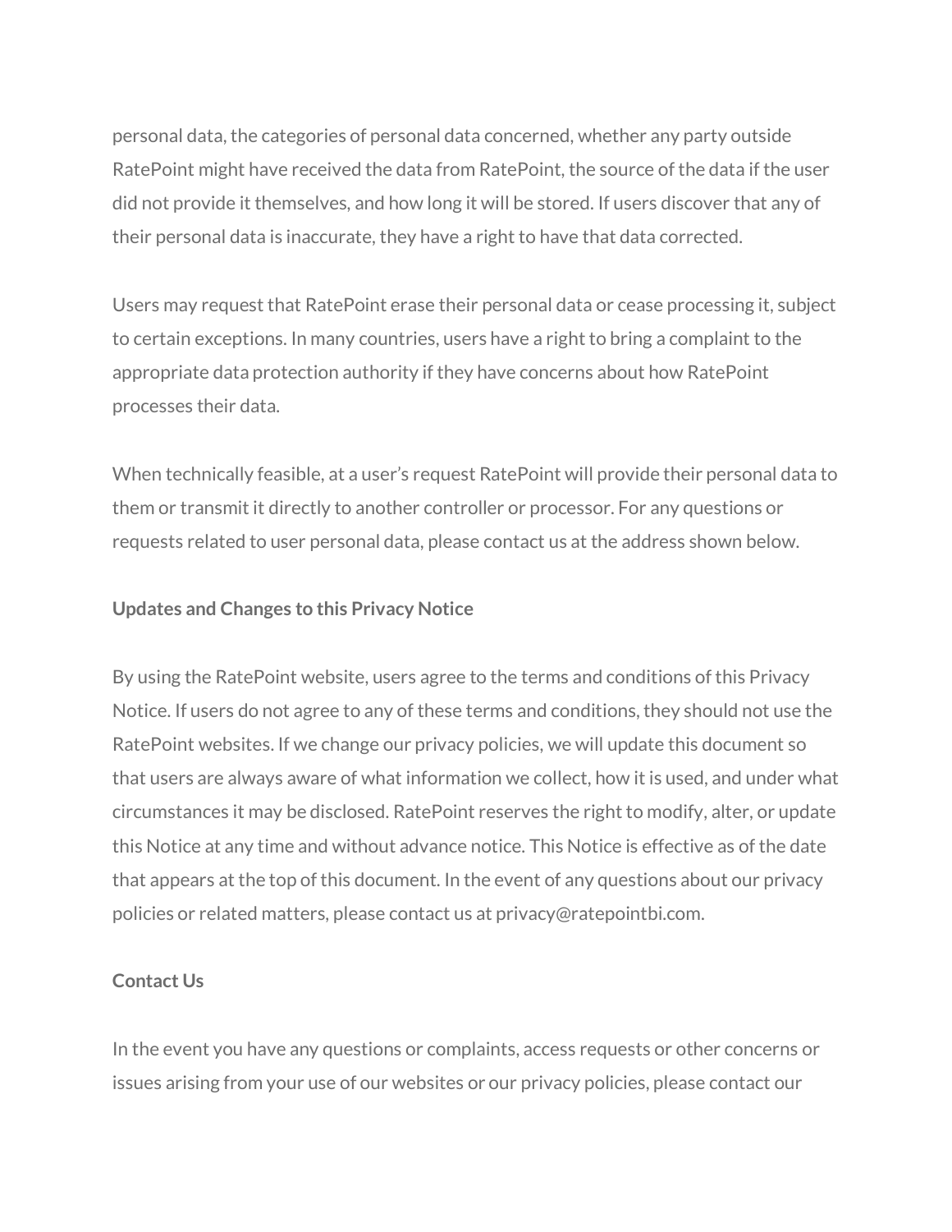personal data, the categories of personal data concerned, whether any party outside RatePoint might have received the data from RatePoint, the source of the data if the user did not provide it themselves, and how long it will be stored. If users discover that any of their personal data is inaccurate, they have a right to have that data corrected.

Users may request that RatePoint erase their personal data or cease processing it, subject to certain exceptions. In many countries, users have a right to bring a complaint to the appropriate data protection authority if they have concerns about how RatePoint processes their data.

When technically feasible, at a user's request RatePoint will provide their personal data to them or transmit it directly to another controller or processor. For any questions or requests related to user personal data, please contact us at the address shown below.

**Updates and Changes to this Privacy Notice**

By using the RatePoint website, users agree to the terms and conditions of this Privacy Notice. If users do not agree to any of these terms and conditions, they should not use the RatePoint websites. If we change our privacy policies, we will update this document so that users are always aware of what information we collect, how it is used, and under what circumstances it may be disclosed. RatePoint reserves the right to modify, alter, or update this Notice at any time and without advance notice. This Notice is effective as of the date that appears at the top of this document. In the event of any questions about our privacy policies or related matters, please contact us at privacy@ratepointbi.com.

**Contact Us**

In the event you have any questions or complaints, access requests or other concerns or issues arising from your use of our websites or our privacy policies, please contact our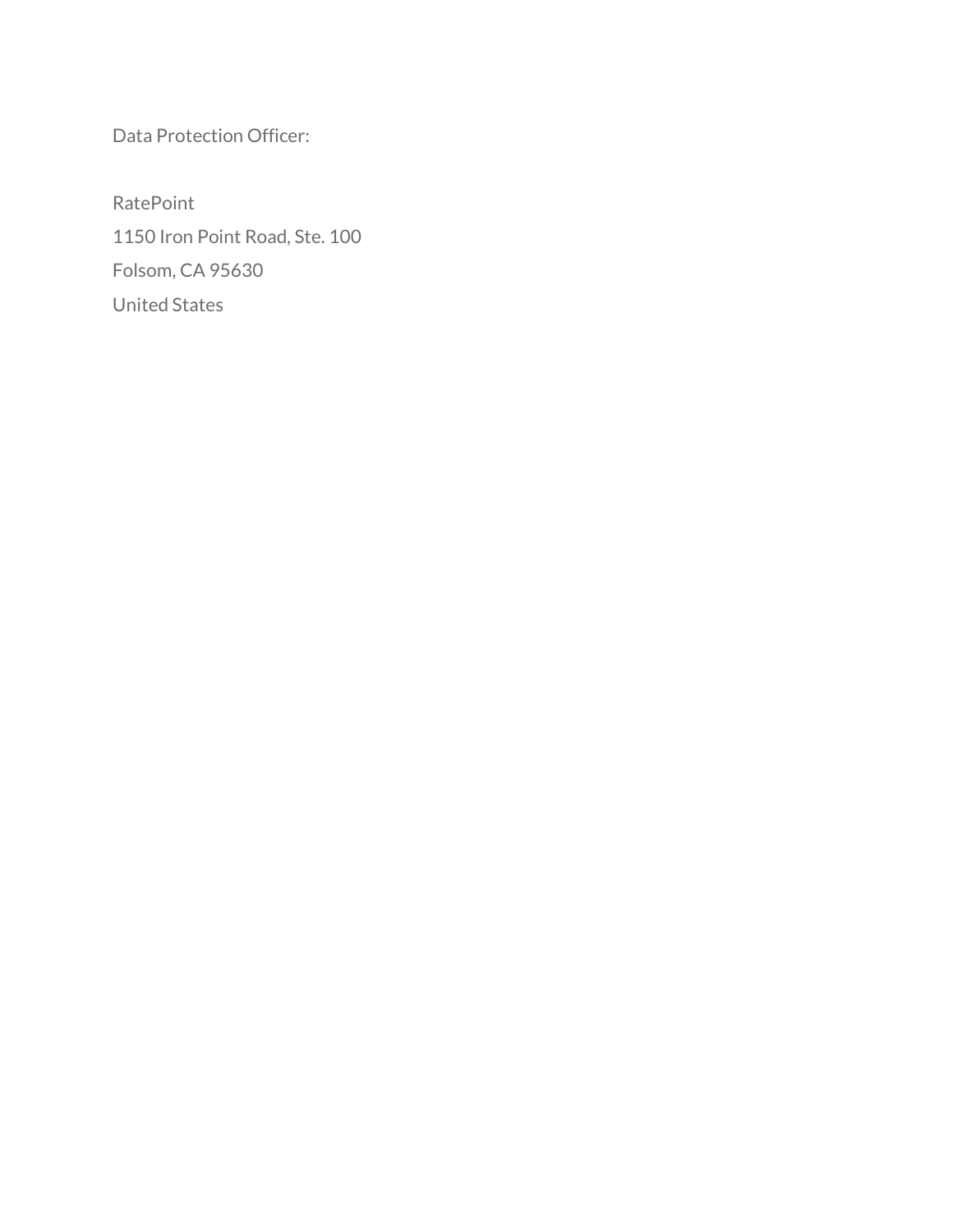Data Protection Officer:

RatePoint
1150 Iron Point Road, Ste. 100
Folsom, CA 95630
United States